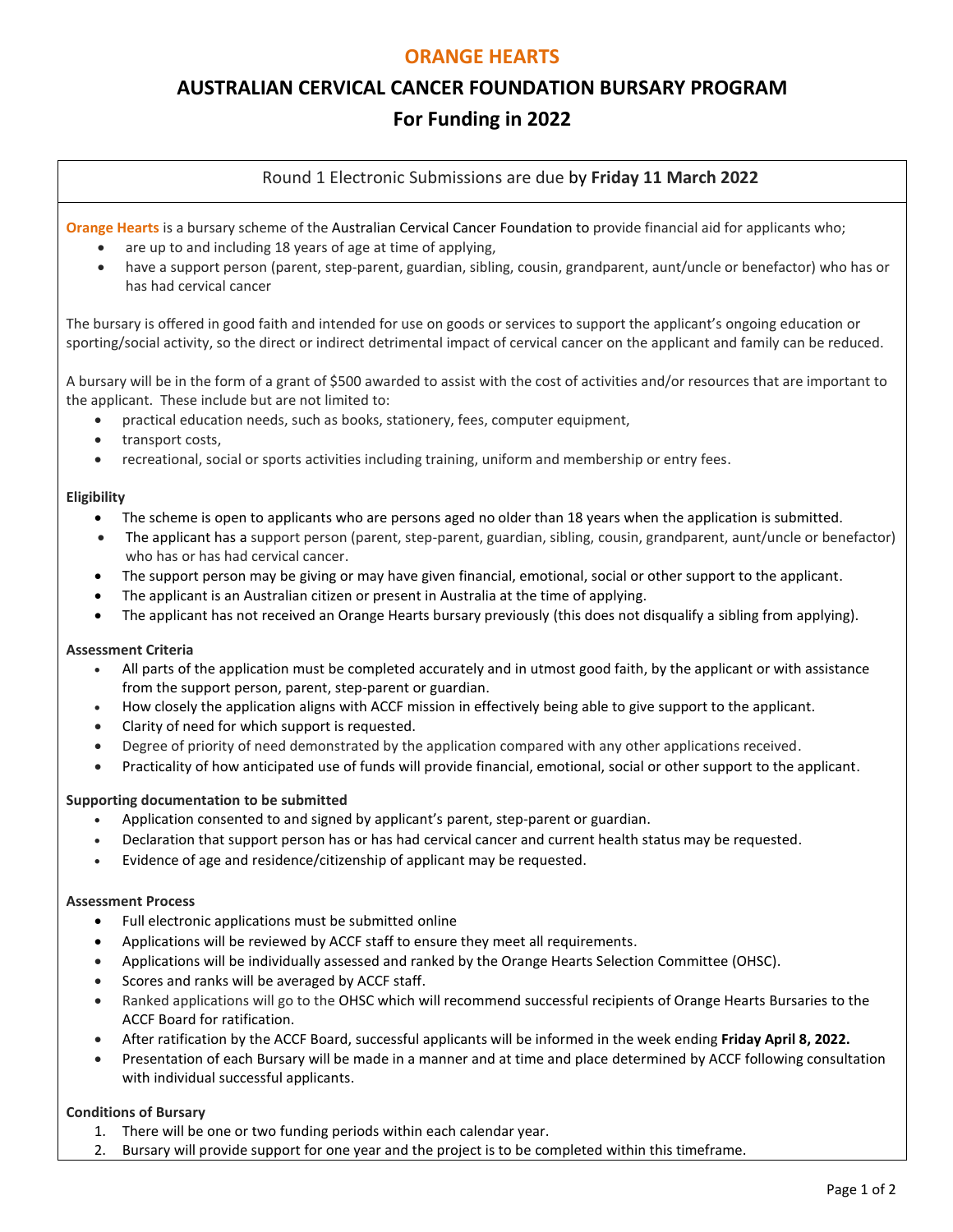# ORANGE HEARTS

## AUSTRALIAN CERVICAL CANCER FOUNDATION BURSARY PROGRAM

## For Funding in 2022

Round 1 Electronic Submissions are due by **Friday 11 March 2022**

**Orange Hearts** is a bursary scheme of the Australian Cervical Cancer Foundation to provide financial aid for applicants who;

- are up to and including 18 years of age at time of applying,
- have a support person (parent, step-parent, guardian, sibling, cousin, grandparent, aunt/uncle or benefactor) who has or has had cervical cancer

The bursary is offered in good faith and intended for use on goods or services to support the applicant's ongoing education or sporting/social activity, so the direct or indirect detrimental impact of cervical cancer on the applicant and family can be reduced.

A bursary will be in the form of a grant of $500 awarded to assist with the cost of activities and/or resources that are important to the applicant. These include but are not limited to:

- practical education needs, such as books, stationery, fees, computer equipment,
- transport costs,
- recreational, social or sports activities including training, uniform and membership or entry fees.

**Eligibility**

- The scheme is open to applicants who are persons aged no older than 18 years when the application is submitted.
- The applicant has a support person (parent, step-parent, guardian, sibling, cousin, grandparent, aunt/uncle or benefactor) who has or has had cervical cancer.
- The support person may be giving or may have given financial, emotional, social or other support to the applicant.
- The applicant is an Australian citizen or present in Australia at the time of applying.
- The applicant has not received an Orange Hearts bursary previously (this does not disqualify a sibling from applying).

**Assessment Criteria**

- All parts of the application must be completed accurately and in utmost good faith, by the applicant or with assistance from the support person, parent, step-parent or guardian.
- How closely the application aligns with ACCF mission in effectively being able to give support to the applicant.
- Clarity of need for which support is requested.
- Degree of priority of need demonstrated by the application compared with any other applications received.
- Practicality of how anticipated use of funds will provide financial, emotional, social or other support to the applicant.

**Supporting documentation to be submitted**

- Application consented to and signed by applicant's parent, step-parent or guardian.
- Declaration that support person has or has had cervical cancer and current health status may be requested.
- Evidence of age and residence/citizenship of applicant may be requested.

**Assessment Process**

- Full electronic applications must be submitted online
- Applications will be reviewed by ACCF staff to ensure they meet all requirements.
- Applications will be individually assessed and ranked by the Orange Hearts Selection Committee (OHSC).
- Scores and ranks will be averaged by ACCF staff.
- Ranked applications will go to the OHSC which will recommend successful recipients of Orange Hearts Bursaries to the ACCF Board for ratification.
- After ratification by the ACCF Board, successful applicants will be informed in the week ending **Friday April 8, 2022.**
- Presentation of each Bursary will be made in a manner and at time and place determined by ACCF following consultation with individual successful applicants.

**Conditions of Bursary**

1. There will be one or two funding periods within each calendar year.
2. Bursary will provide support for one year and the project is to be completed within this timeframe.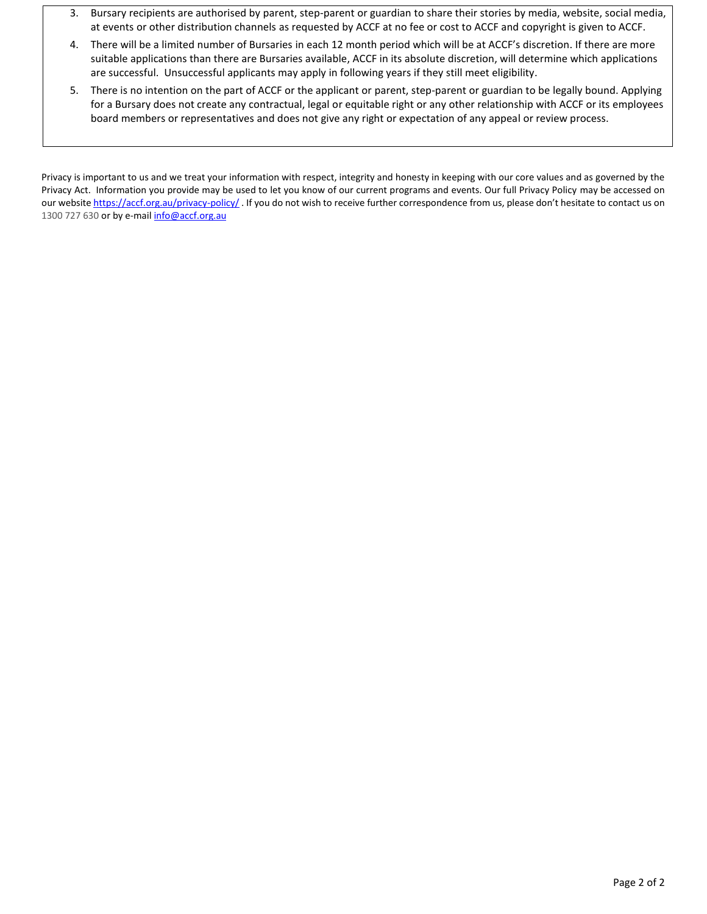3. Bursary recipients are authorised by parent, step-parent or guardian to share their stories by media, website, social media, at events or other distribution channels as requested by ACCF at no fee or cost to ACCF and copyright is given to ACCF.
4. There will be a limited number of Bursaries in each 12 month period which will be at ACCF's discretion. If there are more suitable applications than there are Bursaries available, ACCF in its absolute discretion, will determine which applications are successful. Unsuccessful applicants may apply in following years if they still meet eligibility.
5. There is no intention on the part of ACCF or the applicant or parent, step-parent or guardian to be legally bound. Applying for a Bursary does not create any contractual, legal or equitable right or any other relationship with ACCF or its employees board members or representatives and does not give any right or expectation of any appeal or review process.

Privacy is important to us and we treat your information with respect, integrity and honesty in keeping with our core values and as governed by the Privacy Act. Information you provide may be used to let you know of our current programs and events. Our full Privacy Policy may be accessed on our website https://accf.org.au/privacy-policy/ . If you do not wish to receive further correspondence from us, please don't hesitate to contact us on 1300 727 630 or by e-mail info@accf.org.au